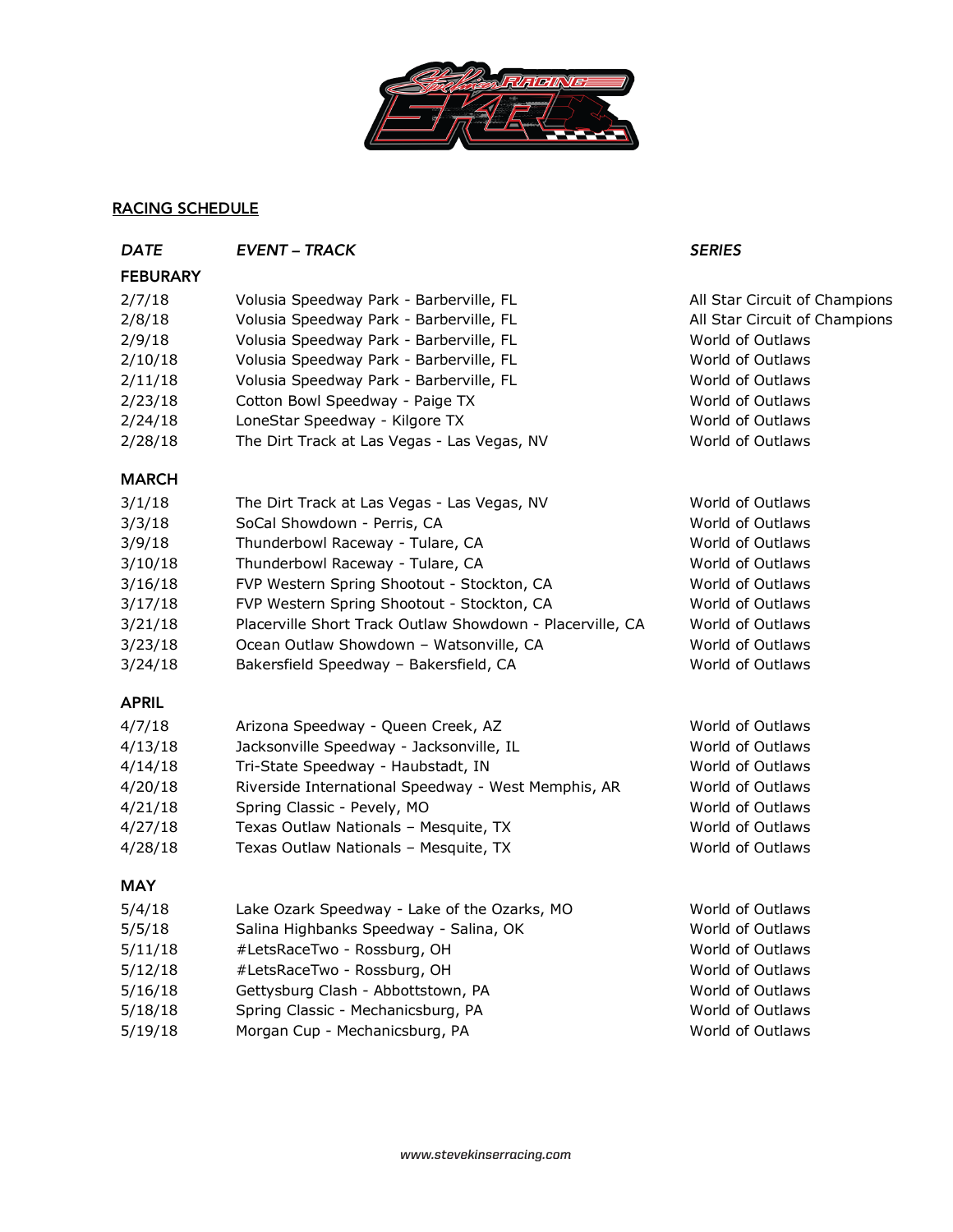## RACING SCHEDULE

| *DATE* | *EVENT – TRACK* | *SERIES* |
|---|---|---|
| **FEBURARY** | | |
| 2/7/18 | Volusia Speedway Park - Barberville, FL | All Star Circuit of Champions |
| 2/8/18 | Volusia Speedway Park - Barberville, FL | All Star Circuit of Champions |
| 2/9/18 | Volusia Speedway Park - Barberville, FL | World of Outlaws |
| 2/10/18 | Volusia Speedway Park - Barberville, FL | World of Outlaws |
| 2/11/18 | Volusia Speedway Park - Barberville, FL | World of Outlaws |
| 2/23/18 | Cotton Bowl Speedway - Paige TX | World of Outlaws |
| 2/24/18 | LoneStar Speedway - Kilgore TX | World of Outlaws |
| 2/28/18 | The Dirt Track at Las Vegas - Las Vegas, NV | World of Outlaws |
| **MARCH** | | |
| 3/1/18 | The Dirt Track at Las Vegas - Las Vegas, NV | World of Outlaws |
| 3/3/18 | SoCal Showdown - Perris, CA | World of Outlaws |
| 3/9/18 | Thunderbowl Raceway - Tulare, CA | World of Outlaws |
| 3/10/18 | Thunderbowl Raceway - Tulare, CA | World of Outlaws |
| 3/16/18 | FVP Western Spring Shootout - Stockton, CA | World of Outlaws |
| 3/17/18 | FVP Western Spring Shootout - Stockton, CA | World of Outlaws |
| 3/21/18 | Placerville Short Track Outlaw Showdown - Placerville, CA | World of Outlaws |
| 3/23/18 | Ocean Outlaw Showdown – Watsonville, CA | World of Outlaws |
| 3/24/18 | Bakersfield Speedway – Bakersfield, CA | World of Outlaws |
| **APRIL** | | |
| 4/7/18 | Arizona Speedway - Queen Creek, AZ | World of Outlaws |
| 4/13/18 | Jacksonville Speedway - Jacksonville, IL | World of Outlaws |
| 4/14/18 | Tri-State Speedway - Haubstadt, IN | World of Outlaws |
| 4/20/18 | Riverside International Speedway - West Memphis, AR | World of Outlaws |
| 4/21/18 | Spring Classic - Pevely, MO | World of Outlaws |
| 4/27/18 | Texas Outlaw Nationals – Mesquite, TX | World of Outlaws |
| 4/28/18 | Texas Outlaw Nationals – Mesquite, TX | World of Outlaws |
| **MAY** | | |
| 5/4/18 | Lake Ozark Speedway - Lake of the Ozarks, MO | World of Outlaws |
| 5/5/18 | Salina Highbanks Speedway - Salina, OK | World of Outlaws |
| 5/11/18 | #LetsRaceTwo - Rossburg, OH | World of Outlaws |
| 5/12/18 | #LetsRaceTwo - Rossburg, OH | World of Outlaws |
| 5/16/18 | Gettysburg Clash - Abbottstown, PA | World of Outlaws |
| 5/18/18 | Spring Classic - Mechanicsburg, PA | World of Outlaws |
| 5/19/18 | Morgan Cup - Mechanicsburg, PA | World of Outlaws |

*www.stevekinserracing.com*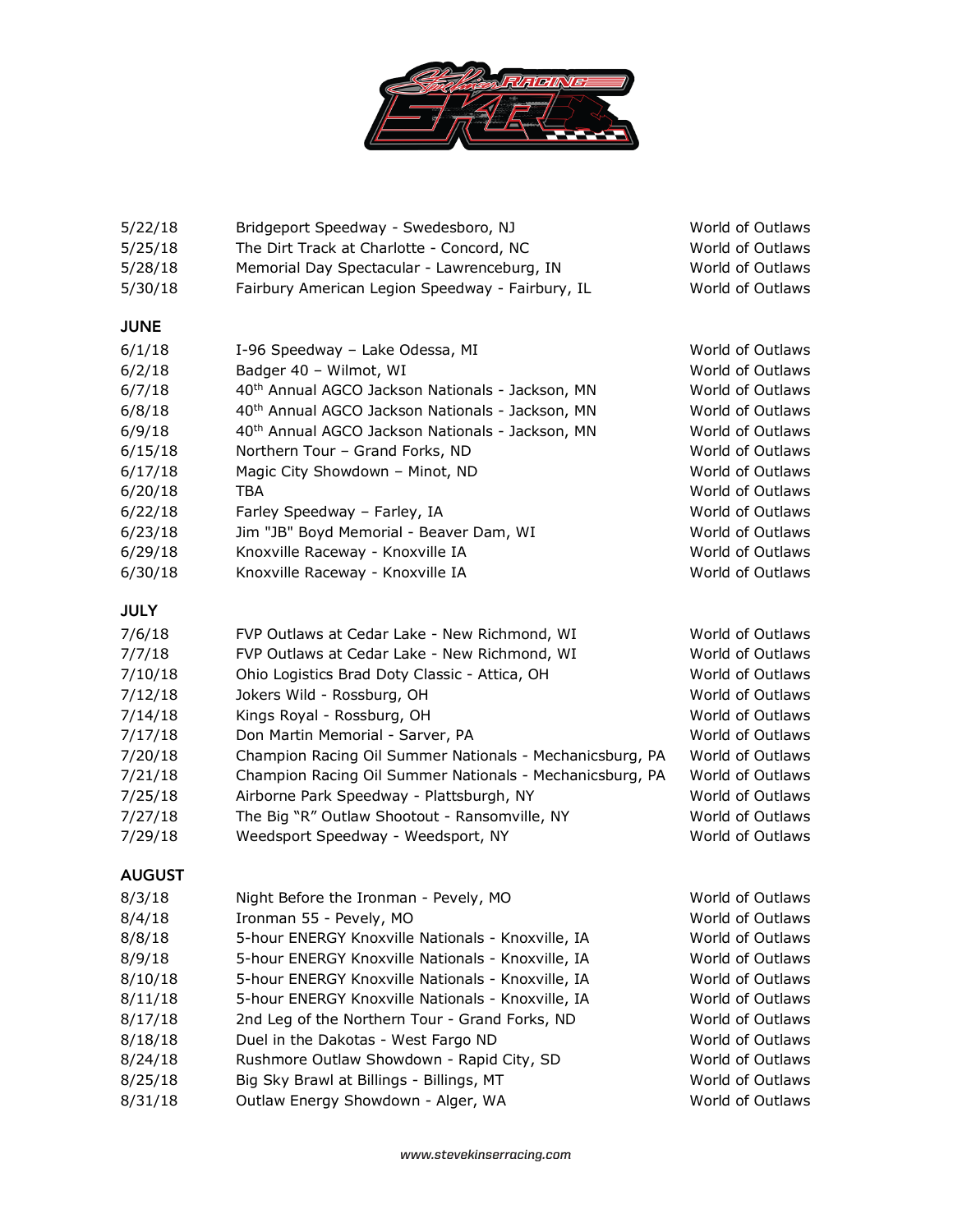| | | |
|---|---|---|
| 5/22/18 | Bridgeport Speedway - Swedesboro, NJ | World of Outlaws |
| 5/25/18 | The Dirt Track at Charlotte - Concord, NC | World of Outlaws |
| 5/28/18 | Memorial Day Spectacular - Lawrenceburg, IN | World of Outlaws |
| 5/30/18 | Fairbury American Legion Speedway - Fairbury, IL | World of Outlaws |

## JUNE

| | | |
|---|---|---|
| 6/1/18 | I-96 Speedway – Lake Odessa, MI | World of Outlaws |
| 6/2/18 | Badger 40 – Wilmot, WI | World of Outlaws |
| 6/7/18 | 40th Annual AGCO Jackson Nationals - Jackson, MN | World of Outlaws |
| 6/8/18 | 40th Annual AGCO Jackson Nationals - Jackson, MN | World of Outlaws |
| 6/9/18 | 40th Annual AGCO Jackson Nationals - Jackson, MN | World of Outlaws |
| 6/15/18 | Northern Tour – Grand Forks, ND | World of Outlaws |
| 6/17/18 | Magic City Showdown – Minot, ND | World of Outlaws |
| 6/20/18 | TBA | World of Outlaws |
| 6/22/18 | Farley Speedway – Farley, IA | World of Outlaws |
| 6/23/18 | Jim "JB" Boyd Memorial - Beaver Dam, WI | World of Outlaws |
| 6/29/18 | Knoxville Raceway - Knoxville IA | World of Outlaws |
| 6/30/18 | Knoxville Raceway - Knoxville IA | World of Outlaws |

## JULY

| | | |
|---|---|---|
| 7/6/18 | FVP Outlaws at Cedar Lake - New Richmond, WI | World of Outlaws |
| 7/7/18 | FVP Outlaws at Cedar Lake - New Richmond, WI | World of Outlaws |
| 7/10/18 | Ohio Logistics Brad Doty Classic - Attica, OH | World of Outlaws |
| 7/12/18 | Jokers Wild - Rossburg, OH | World of Outlaws |
| 7/14/18 | Kings Royal - Rossburg, OH | World of Outlaws |
| 7/17/18 | Don Martin Memorial - Sarver, PA | World of Outlaws |
| 7/20/18 | Champion Racing Oil Summer Nationals - Mechanicsburg, PA | World of Outlaws |
| 7/21/18 | Champion Racing Oil Summer Nationals - Mechanicsburg, PA | World of Outlaws |
| 7/25/18 | Airborne Park Speedway - Plattsburgh, NY | World of Outlaws |
| 7/27/18 | The Big “R” Outlaw Shootout - Ransomville, NY | World of Outlaws |
| 7/29/18 | Weedsport Speedway - Weedsport, NY | World of Outlaws |

## AUGUST

| | | |
|---|---|---|
| 8/3/18 | Night Before the Ironman - Pevely, MO | World of Outlaws |
| 8/4/18 | Ironman 55 - Pevely, MO | World of Outlaws |
| 8/8/18 | 5-hour ENERGY Knoxville Nationals - Knoxville, IA | World of Outlaws |
| 8/9/18 | 5-hour ENERGY Knoxville Nationals - Knoxville, IA | World of Outlaws |
| 8/10/18 | 5-hour ENERGY Knoxville Nationals - Knoxville, IA | World of Outlaws |
| 8/11/18 | 5-hour ENERGY Knoxville Nationals - Knoxville, IA | World of Outlaws |
| 8/17/18 | 2nd Leg of the Northern Tour - Grand Forks, ND | World of Outlaws |
| 8/18/18 | Duel in the Dakotas - West Fargo ND | World of Outlaws |
| 8/24/18 | Rushmore Outlaw Showdown - Rapid City, SD | World of Outlaws |
| 8/25/18 | Big Sky Brawl at Billings - Billings, MT | World of Outlaws |
| 8/31/18 | Outlaw Energy Showdown - Alger, WA | World of Outlaws |

*www.stevekinserracing.com*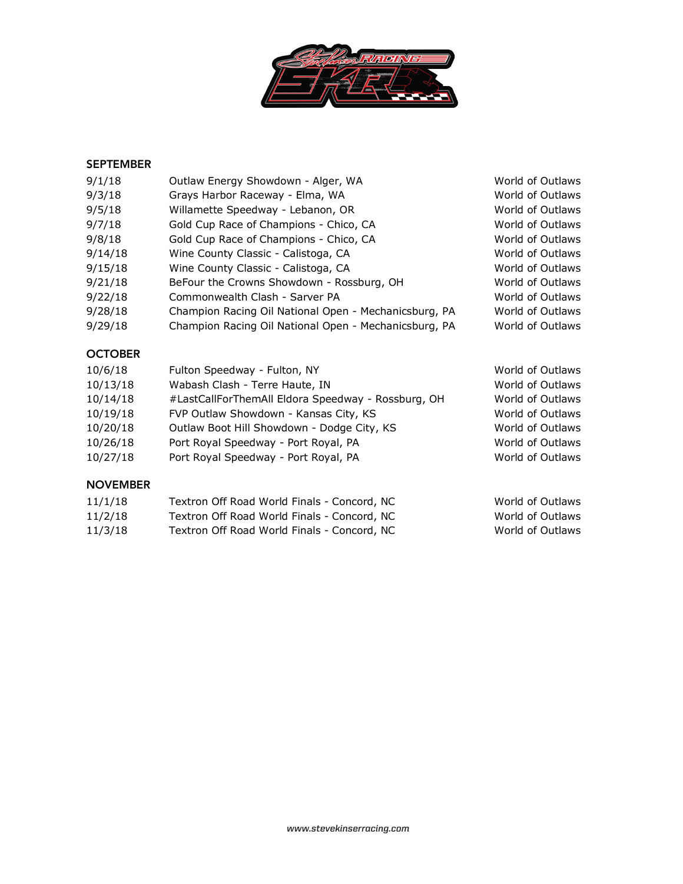## SEPTEMBER

| | | |
|---|---|---|
| 9/1/18 | Outlaw Energy Showdown - Alger, WA | World of Outlaws |
| 9/3/18 | Grays Harbor Raceway - Elma, WA | World of Outlaws |
| 9/5/18 | Willamette Speedway - Lebanon, OR | World of Outlaws |
| 9/7/18 | Gold Cup Race of Champions - Chico, CA | World of Outlaws |
| 9/8/18 | Gold Cup Race of Champions - Chico, CA | World of Outlaws |
| 9/14/18 | Wine County Classic - Calistoga, CA | World of Outlaws |
| 9/15/18 | Wine County Classic - Calistoga, CA | World of Outlaws |
| 9/21/18 | BeFour the Crowns Showdown - Rossburg, OH | World of Outlaws |
| 9/22/18 | Commonwealth Clash - Sarver PA | World of Outlaws |
| 9/28/18 | Champion Racing Oil National Open - Mechanicsburg, PA | World of Outlaws |
| 9/29/18 | Champion Racing Oil National Open - Mechanicsburg, PA | World of Outlaws |

## OCTOBER

| | | |
|---|---|---|
| 10/6/18 | Fulton Speedway - Fulton, NY | World of Outlaws |
| 10/13/18 | Wabash Clash - Terre Haute, IN | World of Outlaws |
| 10/14/18 | #LastCallForThemAll Eldora Speedway - Rossburg, OH | World of Outlaws |
| 10/19/18 | FVP Outlaw Showdown - Kansas City, KS | World of Outlaws |
| 10/20/18 | Outlaw Boot Hill Showdown - Dodge City, KS | World of Outlaws |
| 10/26/18 | Port Royal Speedway - Port Royal, PA | World of Outlaws |
| 10/27/18 | Port Royal Speedway - Port Royal, PA | World of Outlaws |

## NOVEMBER

| | | |
|---|---|---|
| 11/1/18 | Textron Off Road World Finals - Concord, NC | World of Outlaws |
| 11/2/18 | Textron Off Road World Finals - Concord, NC | World of Outlaws |
| 11/3/18 | Textron Off Road World Finals - Concord, NC | World of Outlaws |